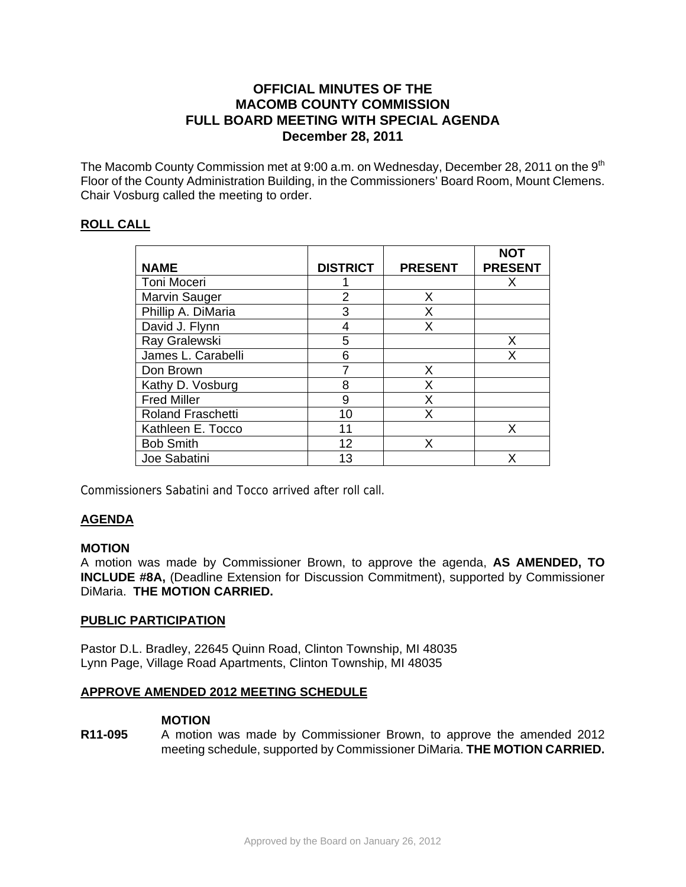# OFFICIAL MINUTES OF THE MACOMB COUNTY COMMISSION FULL BOARD MEETING WITH SPECIAL AGENDA December 28, 2011

The Macomb County Commission met at 9:00 a.m. on Wednesday, December 28, 2011 on the 9th Floor of the County Administration Building, in the Commissioners' Board Room, Mount Clemens. Chair Vosburg called the meeting to order.

## ROLL CALL

| NAME | DISTRICT | PRESENT | NOT PRESENT |
|---|---|---|---|
| Toni Moceri | 1 | | X |
| Marvin Sauger | 2 | X | |
| Phillip A. DiMaria | 3 | X | |
| David J. Flynn | 4 | X | |
| Ray Gralewski | 5 | | X |
| James L. Carabelli | 6 | | X |
| Don Brown | 7 | X | |
| Kathy D. Vosburg | 8 | X | |
| Fred Miller | 9 | X | |
| Roland Fraschetti | 10 | X | |
| Kathleen E. Tocco | 11 | | X |
| Bob Smith | 12 | X | |
| Joe Sabatini | 13 | | X |

Commissioners Sabatini and Tocco arrived after roll call.

## AGENDA

**MOTION**
A motion was made by Commissioner Brown, to approve the agenda, **AS AMENDED, TO INCLUDE #8A,** (Deadline Extension for Discussion Commitment), supported by Commissioner DiMaria. **THE MOTION CARRIED.**

## PUBLIC PARTICIPATION

Pastor D.L. Bradley, 22645 Quinn Road, Clinton Township, MI 48035
Lynn Page, Village Road Apartments, Clinton Township, MI 48035

## APPROVE AMENDED 2012 MEETING SCHEDULE

**MOTION**

**R11-095** A motion was made by Commissioner Brown, to approve the amended 2012 meeting schedule, supported by Commissioner DiMaria. **THE MOTION CARRIED.**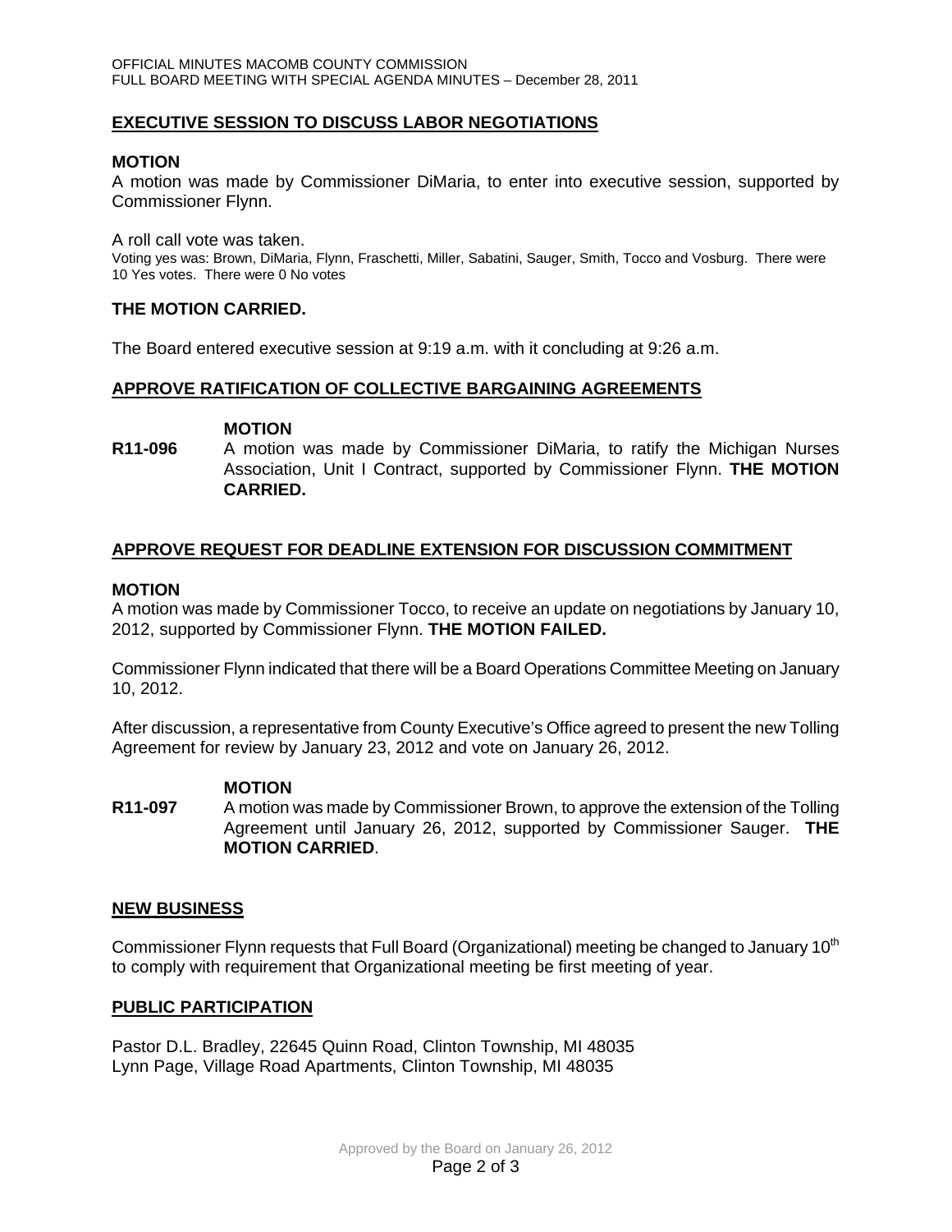## EXECUTIVE SESSION TO DISCUSS LABOR NEGOTIATIONS

**MOTION**

A motion was made by Commissioner DiMaria, to enter into executive session, supported by Commissioner Flynn.

A roll call vote was taken.

Voting yes was: Brown, DiMaria, Flynn, Fraschetti, Miller, Sabatini, Sauger, Smith, Tocco and Vosburg. There were 10 Yes votes. There were 0 No votes

**THE MOTION CARRIED.**

The Board entered executive session at 9:19 a.m. with it concluding at 9:26 a.m.

## APPROVE RATIFICATION OF COLLECTIVE BARGAINING AGREEMENTS

**MOTION**

**R11-096** A motion was made by Commissioner DiMaria, to ratify the Michigan Nurses Association, Unit I Contract, supported by Commissioner Flynn. **THE MOTION CARRIED.**

## APPROVE REQUEST FOR DEADLINE EXTENSION FOR DISCUSSION COMMITMENT

**MOTION**

A motion was made by Commissioner Tocco, to receive an update on negotiations by January 10, 2012, supported by Commissioner Flynn. **THE MOTION FAILED.**

Commissioner Flynn indicated that there will be a Board Operations Committee Meeting on January 10, 2012.

After discussion, a representative from County Executive's Office agreed to present the new Tolling Agreement for review by January 23, 2012 and vote on January 26, 2012.

**MOTION**

**R11-097** A motion was made by Commissioner Brown, to approve the extension of the Tolling Agreement until January 26, 2012, supported by Commissioner Sauger. **THE MOTION CARRIED**.

## NEW BUSINESS

Commissioner Flynn requests that Full Board (Organizational) meeting be changed to January 10th to comply with requirement that Organizational meeting be first meeting of year.

## PUBLIC PARTICIPATION

Pastor D.L. Bradley, 22645 Quinn Road, Clinton Township, MI 48035
Lynn Page, Village Road Apartments, Clinton Township, MI 48035

Approved by the Board on January 26, 2012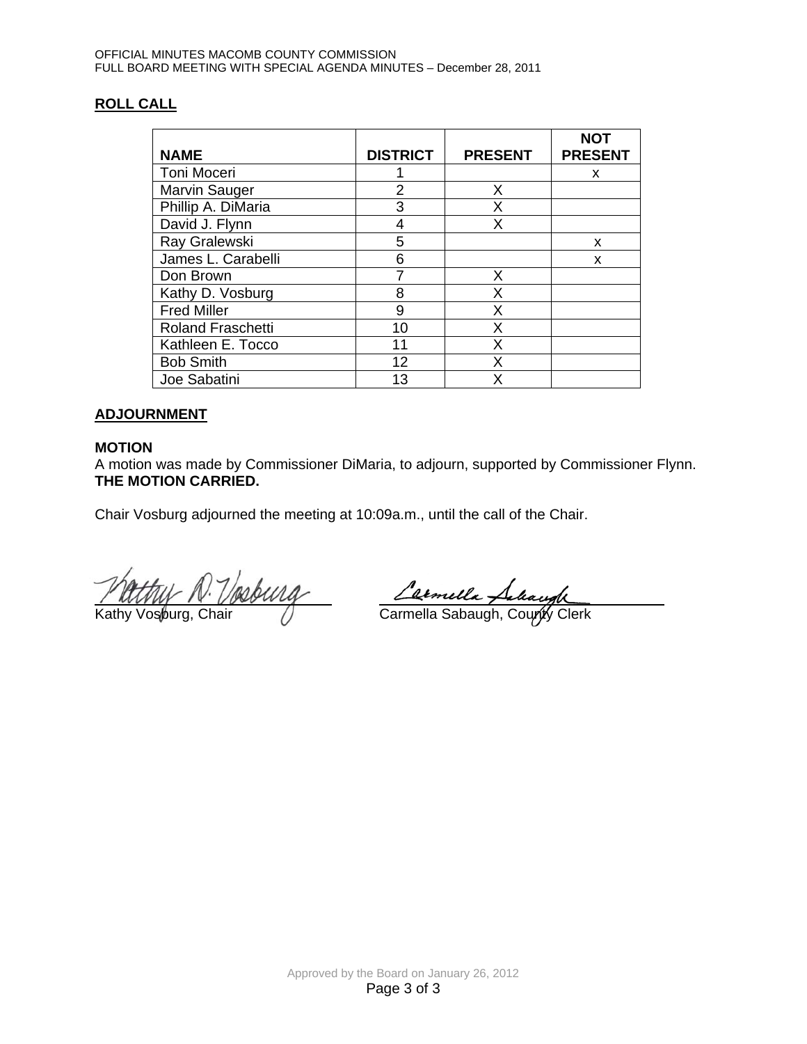## ROLL CALL

| NAME | DISTRICT | PRESENT | NOT PRESENT |
|---|---|---|---|
| Toni Moceri | 1 | | x |
| Marvin Sauger | 2 | X | |
| Phillip A. DiMaria | 3 | X | |
| David J. Flynn | 4 | X | |
| Ray Gralewski | 5 | | x |
| James L. Carabelli | 6 | | x |
| Don Brown | 7 | X | |
| Kathy D. Vosburg | 8 | X | |
| Fred Miller | 9 | X | |
| Roland Fraschetti | 10 | X | |
| Kathleen E. Tocco | 11 | X | |
| Bob Smith | 12 | X | |
| Joe Sabatini | 13 | X | |

## ADJOURNMENT

**MOTION**
A motion was made by Commissioner DiMaria, to adjourn, supported by Commissioner Flynn.
**THE MOTION CARRIED.**

Chair Vosburg adjourned the meeting at 10:09a.m., until the call of the Chair.

Kathy Vosburg, Chair

Carmella Sabaugh, County Clerk

Approved by the Board on January 26, 2012